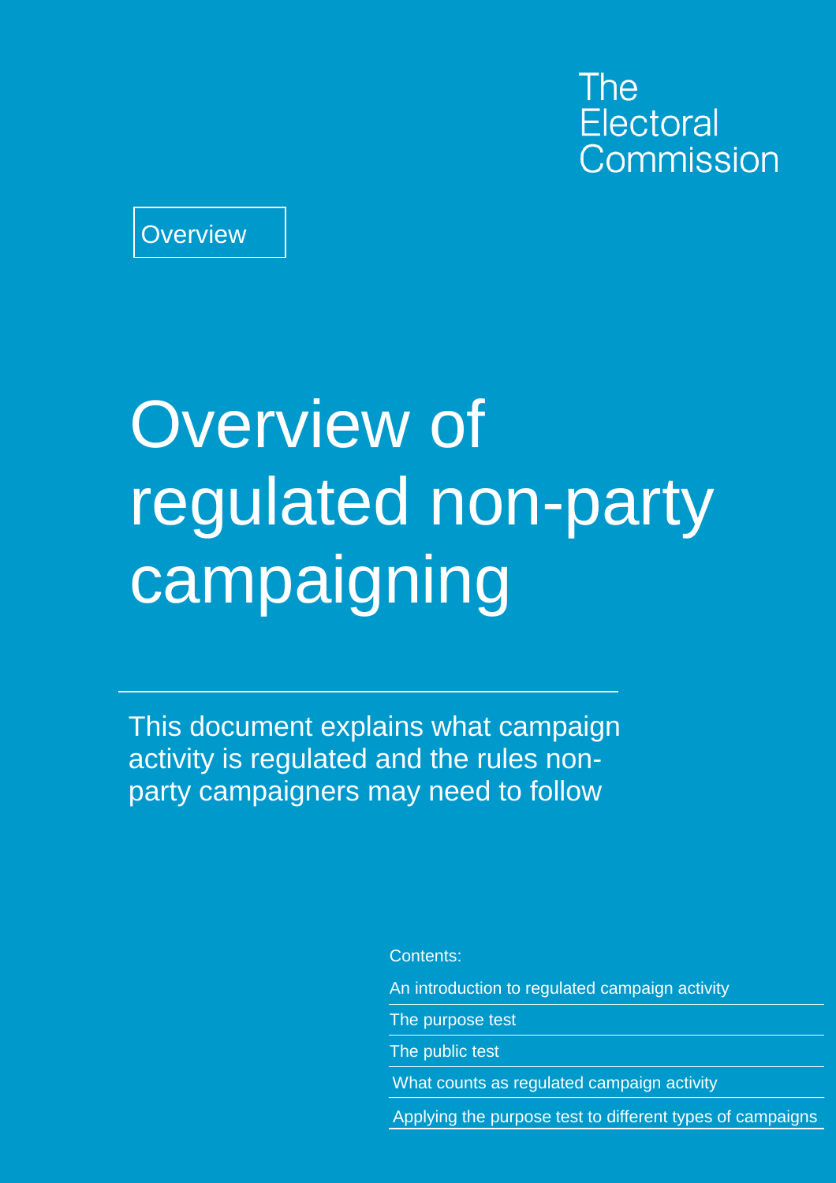The Electoral Commission

Overview

# Overview of regulated non-party campaigning

This document explains what campaign activity is regulated and the rules non-party campaigners may need to follow

Contents:

- An introduction to regulated campaign activity
- The purpose test
- The public test
- What counts as regulated campaign activity
- Applying the purpose test to different types of campaigns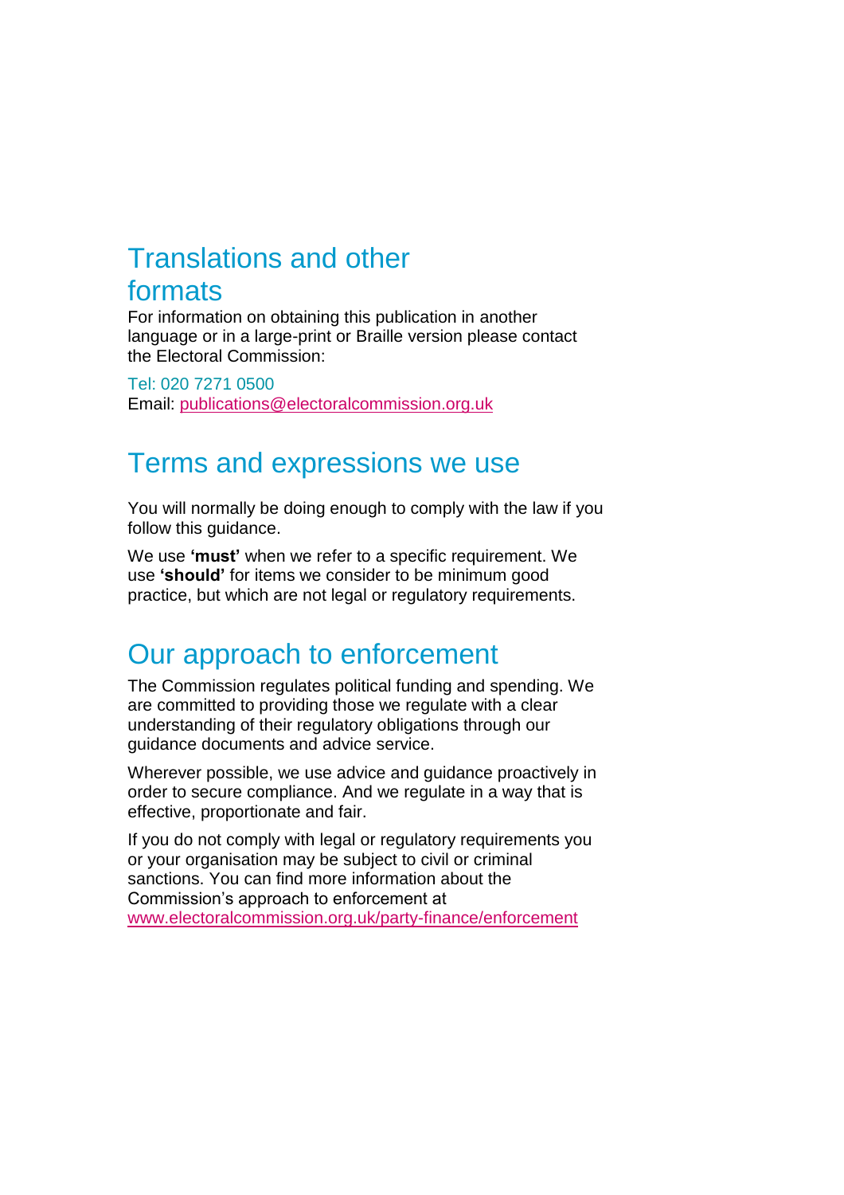## Translations and other formats

For information on obtaining this publication in another language or in a large-print or Braille version please contact the Electoral Commission:

Tel: 020 7271 0500
Email: publications@electoralcommission.org.uk

## Terms and expressions we use

You will normally be doing enough to comply with the law if you follow this guidance.

We use **'must'** when we refer to a specific requirement. We use **'should'** for items we consider to be minimum good practice, but which are not legal or regulatory requirements.

## Our approach to enforcement

The Commission regulates political funding and spending. We are committed to providing those we regulate with a clear understanding of their regulatory obligations through our guidance documents and advice service.

Wherever possible, we use advice and guidance proactively in order to secure compliance. And we regulate in a way that is effective, proportionate and fair.

If you do not comply with legal or regulatory requirements you or your organisation may be subject to civil or criminal sanctions. You can find more information about the Commission's approach to enforcement at www.electoralcommission.org.uk/party-finance/enforcement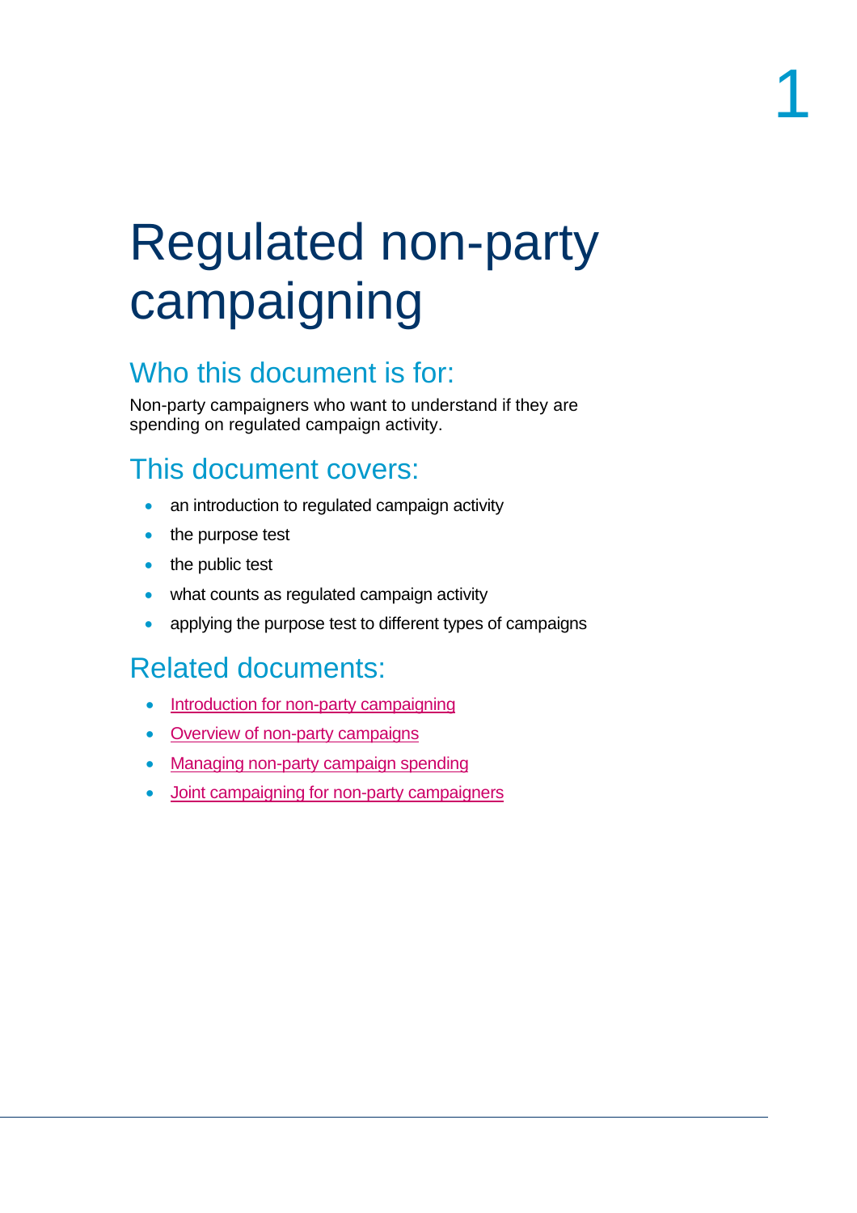# Regulated non-party campaigning

## Who this document is for:

Non-party campaigners who want to understand if they are spending on regulated campaign activity.

## This document covers:

- an introduction to regulated campaign activity
- the purpose test
- the public test
- what counts as regulated campaign activity
- applying the purpose test to different types of campaigns

## Related documents:

- Introduction for non-party campaigning
- Overview of non-party campaigns
- Managing non-party campaign spending
- Joint campaigning for non-party campaigners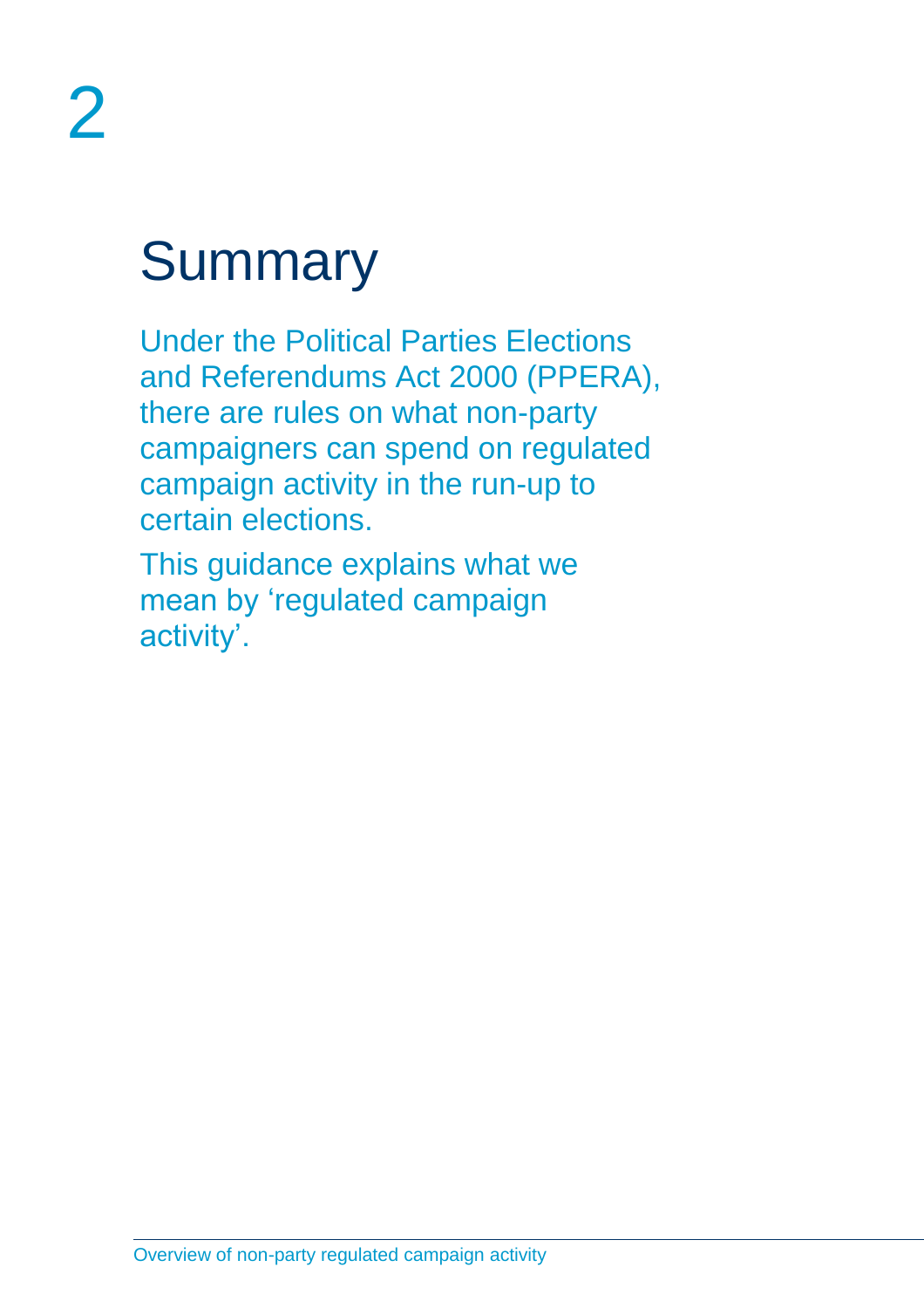# 2

## Summary

Under the Political Parties Elections and Referendums Act 2000 (PPERA), there are rules on what non-party campaigners can spend on regulated campaign activity in the run-up to certain elections.

This guidance explains what we mean by 'regulated campaign activity'.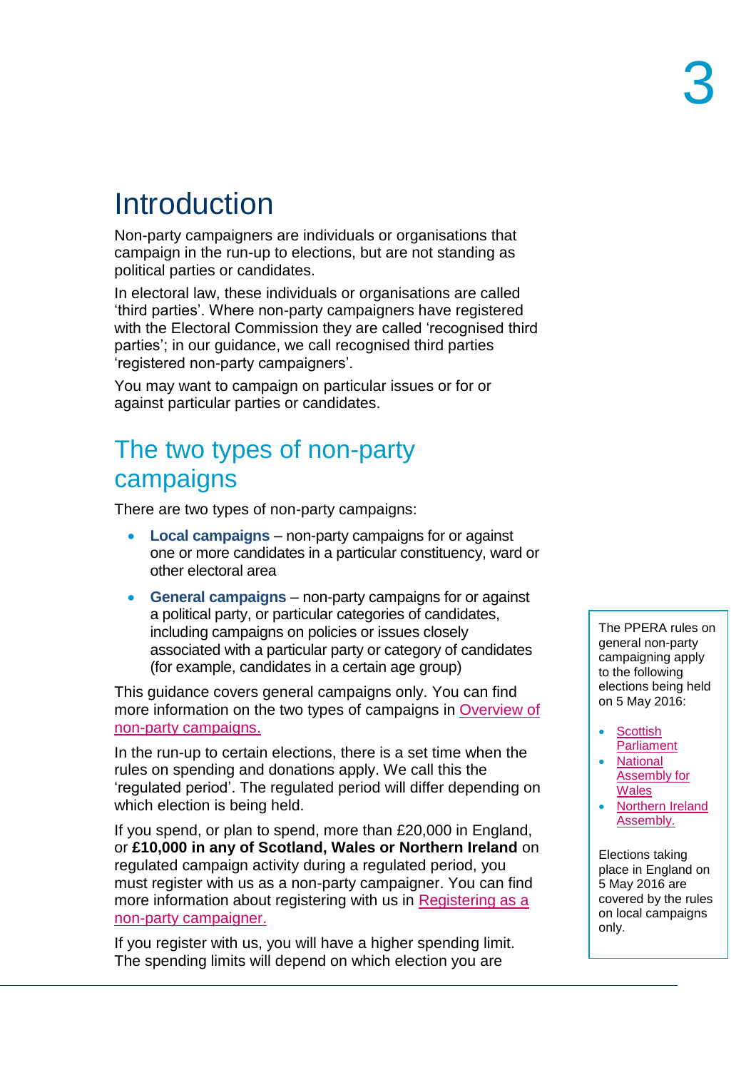# Introduction

Non-party campaigners are individuals or organisations that campaign in the run-up to elections, but are not standing as political parties or candidates.

In electoral law, these individuals or organisations are called 'third parties'. Where non-party campaigners have registered with the Electoral Commission they are called 'recognised third parties'; in our guidance, we call recognised third parties 'registered non-party campaigners'.

You may want to campaign on particular issues or for or against particular parties or candidates.

## The two types of non-party campaigns

There are two types of non-party campaigns:

- **Local campaigns** – non-party campaigns for or against one or more candidates in a particular constituency, ward or other electoral area
- **General campaigns** – non-party campaigns for or against a political party, or particular categories of candidates, including campaigns on policies or issues closely associated with a particular party or category of candidates (for example, candidates in a certain age group)

This guidance covers general campaigns only. You can find more information on the two types of campaigns in Overview of non-party campaigns.

In the run-up to certain elections, there is a set time when the rules on spending and donations apply. We call this the 'regulated period'. The regulated period will differ depending on which election is being held.

If you spend, or plan to spend, more than £20,000 in England, or **£10,000 in any of Scotland, Wales or Northern Ireland** on regulated campaign activity during a regulated period, you must register with us as a non-party campaigner. You can find more information about registering with us in Registering as a non-party campaigner.

If you register with us, you will have a higher spending limit. The spending limits will depend on which election you are

> The PPERA rules on general non-party campaigning apply to the following elections being held on 5 May 2016:
>
> - Scottish Parliament
> - National Assembly for Wales
> - Northern Ireland Assembly.
>
> Elections taking place in England on 5 May 2016 are covered by the rules on local campaigns only.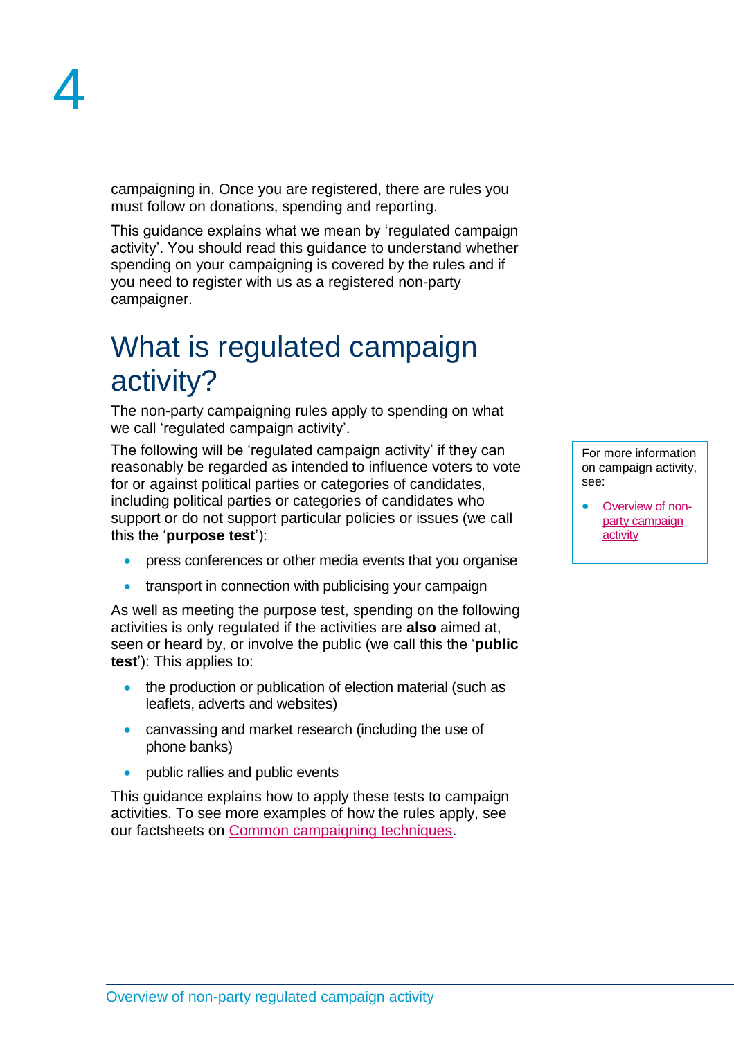campaigning in. Once you are registered, there are rules you must follow on donations, spending and reporting.

This guidance explains what we mean by 'regulated campaign activity'. You should read this guidance to understand whether spending on your campaigning is covered by the rules and if you need to register with us as a registered non-party campaigner.

# What is regulated campaign activity?

The non-party campaigning rules apply to spending on what we call 'regulated campaign activity'.

The following will be 'regulated campaign activity' if they can reasonably be regarded as intended to influence voters to vote for or against political parties or categories of candidates, including political parties or categories of candidates who support or do not support particular policies or issues (we call this the '**purpose test**'):

- press conferences or other media events that you organise
- transport in connection with publicising your campaign

As well as meeting the purpose test, spending on the following activities is only regulated if the activities are **also** aimed at, seen or heard by, or involve the public (we call this the '**public test**'): This applies to:

- the production or publication of election material (such as leaflets, adverts and websites)
- canvassing and market research (including the use of phone banks)
- public rallies and public events

This guidance explains how to apply these tests to campaign activities. To see more examples of how the rules apply, see our factsheets on Common campaigning techniques.

For more information on campaign activity, see:

- Overview of non-party campaign activity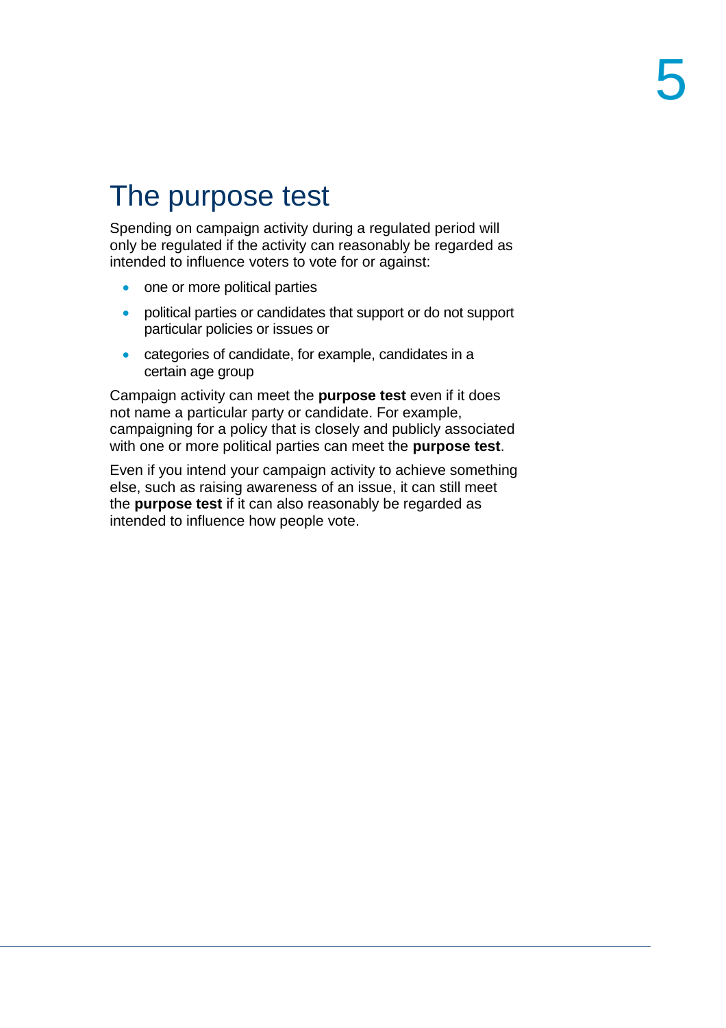# The purpose test

Spending on campaign activity during a regulated period will only be regulated if the activity can reasonably be regarded as intended to influence voters to vote for or against:

- one or more political parties
- political parties or candidates that support or do not support particular policies or issues or
- categories of candidate, for example, candidates in a certain age group

Campaign activity can meet the **purpose test** even if it does not name a particular party or candidate. For example, campaigning for a policy that is closely and publicly associated with one or more political parties can meet the **purpose test**.

Even if you intend your campaign activity to achieve something else, such as raising awareness of an issue, it can still meet the **purpose test** if it can also reasonably be regarded as intended to influence how people vote.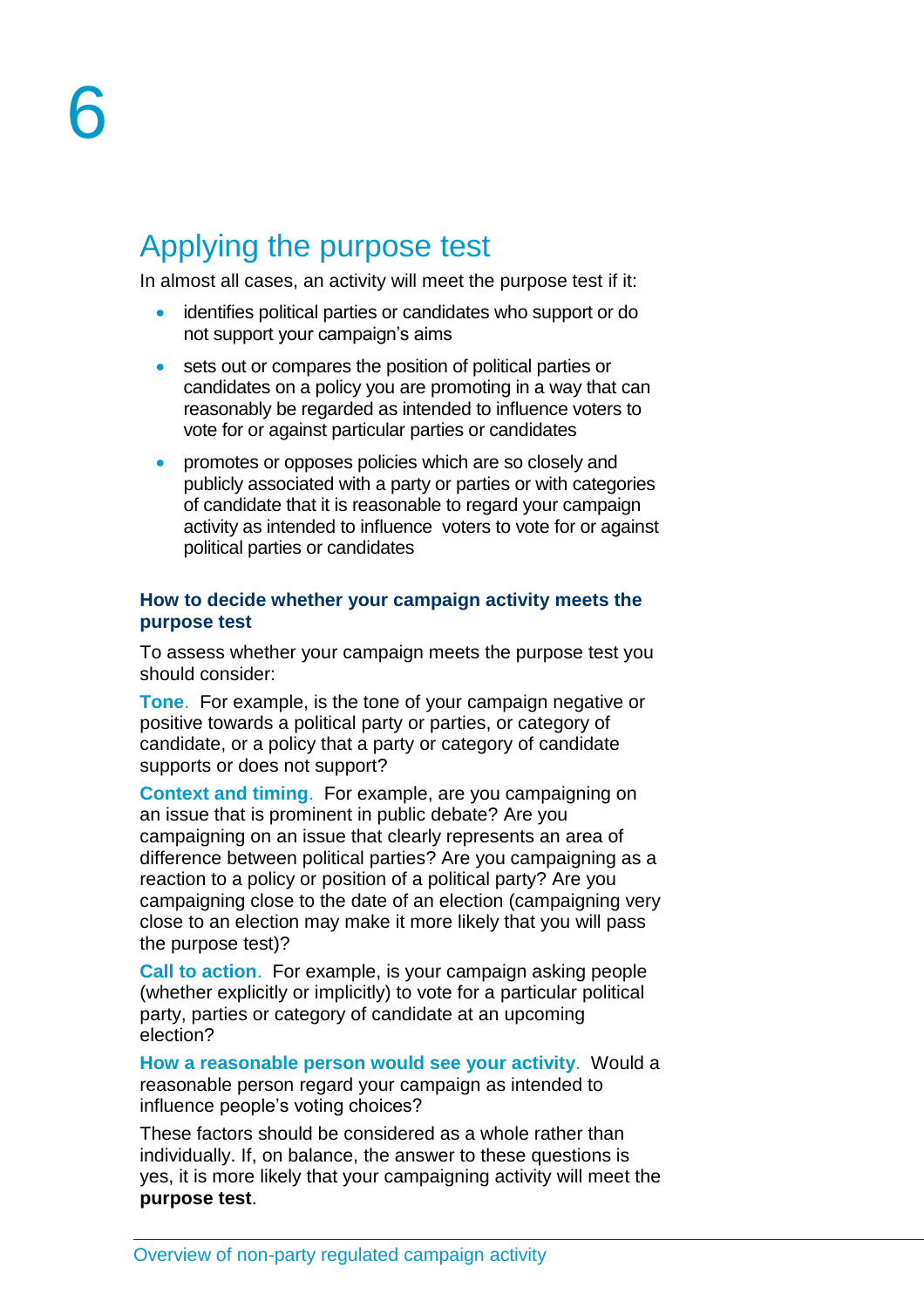# 6

## Applying the purpose test

In almost all cases, an activity will meet the purpose test if it:

- identifies political parties or candidates who support or do not support your campaign's aims
- sets out or compares the position of political parties or candidates on a policy you are promoting in a way that can reasonably be regarded as intended to influence voters to vote for or against particular parties or candidates
- promotes or opposes policies which are so closely and publicly associated with a party or parties or with categories of candidate that it is reasonable to regard your campaign activity as intended to influence voters to vote for or against political parties or candidates

### How to decide whether your campaign activity meets the purpose test

To assess whether your campaign meets the purpose test you should consider:

**Tone**. For example, is the tone of your campaign negative or positive towards a political party or parties, or category of candidate, or a policy that a party or category of candidate supports or does not support?

**Context and timing**. For example, are you campaigning on an issue that is prominent in public debate? Are you campaigning on an issue that clearly represents an area of difference between political parties? Are you campaigning as a reaction to a policy or position of a political party? Are you campaigning close to the date of an election (campaigning very close to an election may make it more likely that you will pass the purpose test)?

**Call to action**. For example, is your campaign asking people (whether explicitly or implicitly) to vote for a particular political party, parties or category of candidate at an upcoming election?

**How a reasonable person would see your activity**. Would a reasonable person regard your campaign as intended to influence people's voting choices?

These factors should be considered as a whole rather than individually. If, on balance, the answer to these questions is yes, it is more likely that your campaigning activity will meet the **purpose test**.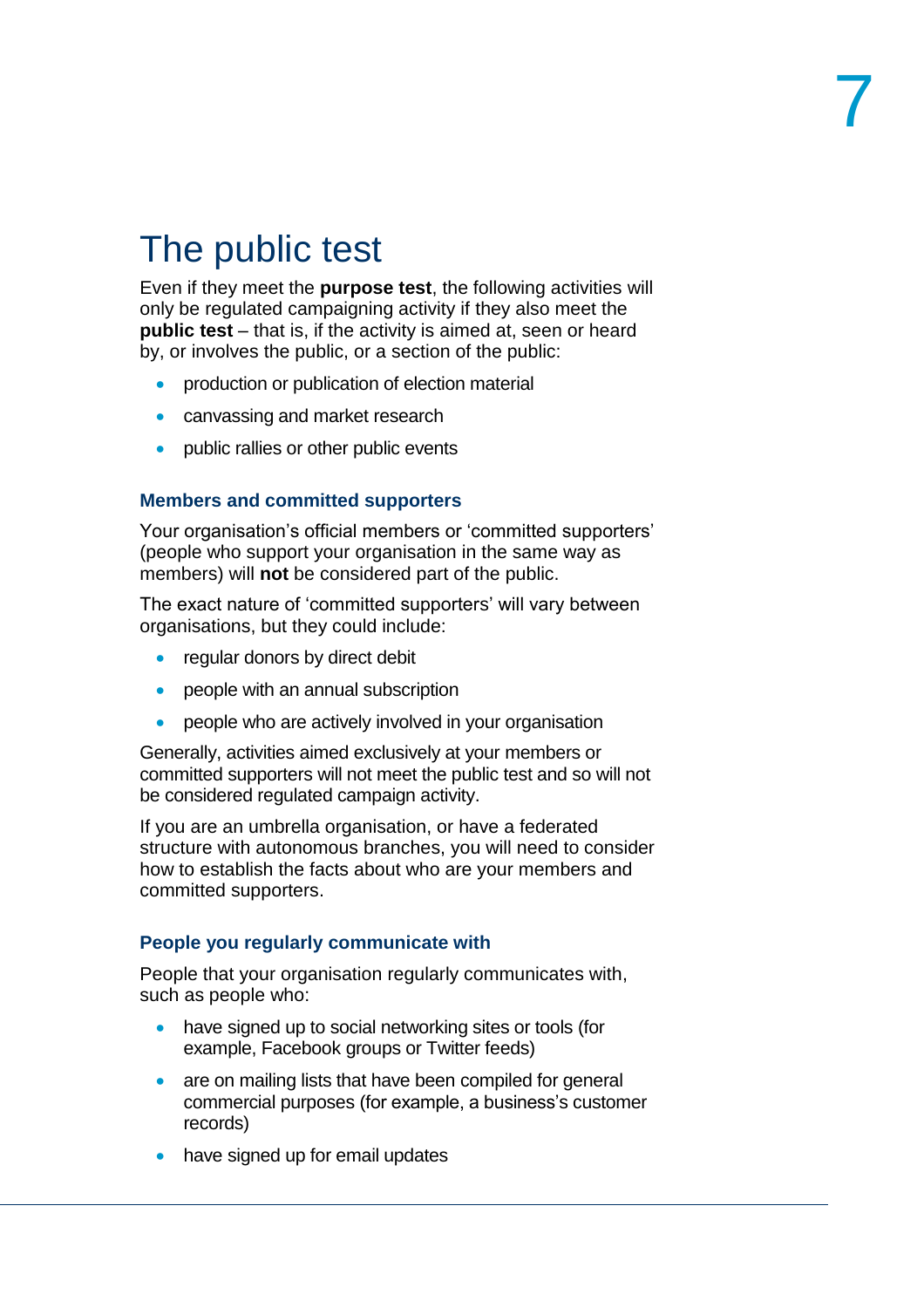# The public test

Even if they meet the **purpose test**, the following activities will only be regulated campaigning activity if they also meet the **public test** – that is, if the activity is aimed at, seen or heard by, or involves the public, or a section of the public:

- production or publication of election material
- canvassing and market research
- public rallies or other public events

### Members and committed supporters

Your organisation's official members or 'committed supporters' (people who support your organisation in the same way as members) will **not** be considered part of the public.

The exact nature of 'committed supporters' will vary between organisations, but they could include:

- regular donors by direct debit
- people with an annual subscription
- people who are actively involved in your organisation

Generally, activities aimed exclusively at your members or committed supporters will not meet the public test and so will not be considered regulated campaign activity.

If you are an umbrella organisation, or have a federated structure with autonomous branches, you will need to consider how to establish the facts about who are your members and committed supporters.

### People you regularly communicate with

People that your organisation regularly communicates with, such as people who:

- have signed up to social networking sites or tools (for example, Facebook groups or Twitter feeds)
- are on mailing lists that have been compiled for general commercial purposes (for example, a business's customer records)
- have signed up for email updates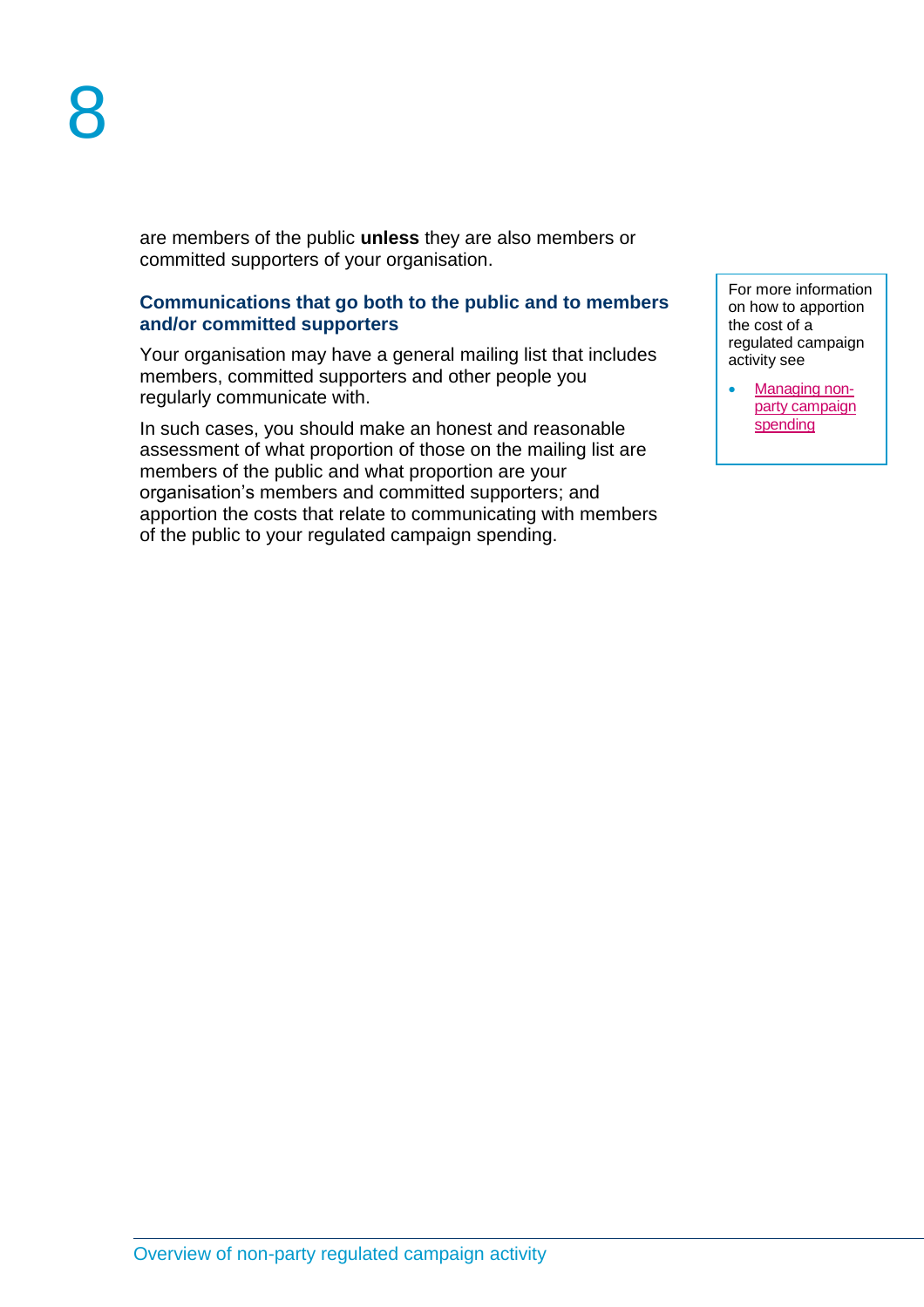are members of the public **unless** they are also members or committed supporters of your organisation.

### Communications that go both to the public and to members and/or committed supporters

Your organisation may have a general mailing list that includes members, committed supporters and other people you regularly communicate with.

In such cases, you should make an honest and reasonable assessment of what proportion of those on the mailing list are members of the public and what proportion are your organisation's members and committed supporters; and apportion the costs that relate to communicating with members of the public to your regulated campaign spending.

For more information on how to apportion the cost of a regulated campaign activity see

- Managing non-party campaign spending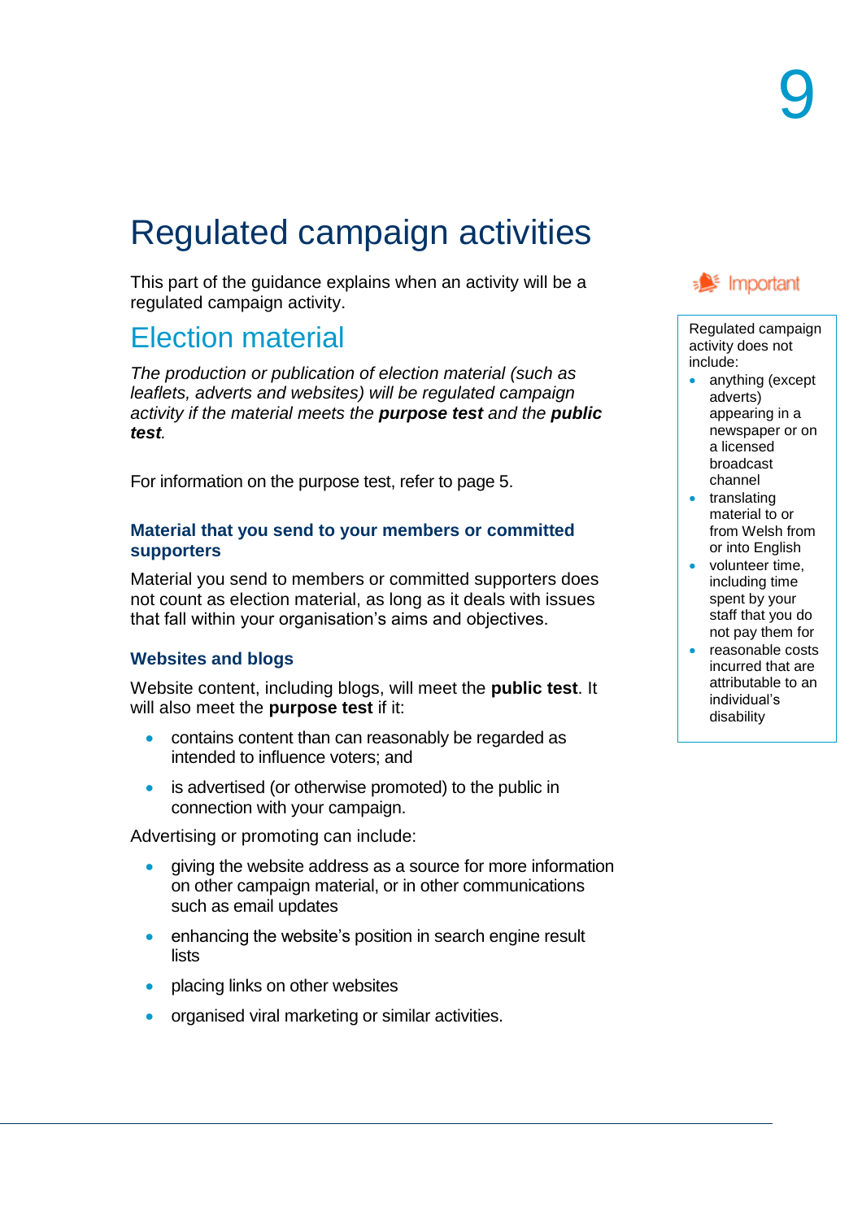# Regulated campaign activities

This part of the guidance explains when an activity will be a regulated campaign activity.

## Election material

*The production or publication of election material (such as leaflets, adverts and websites) will be regulated campaign activity if the material meets the **purpose test** and the **public test**.*

For information on the purpose test, refer to page 5.

### Material that you send to your members or committed supporters

Material you send to members or committed supporters does not count as election material, as long as it deals with issues that fall within your organisation's aims and objectives.

### Websites and blogs

Website content, including blogs, will meet the **public test**. It will also meet the **purpose test** if it:

- contains content than can reasonably be regarded as intended to influence voters; and
- is advertised (or otherwise promoted) to the public in connection with your campaign.

Advertising or promoting can include:

- giving the website address as a source for more information on other campaign material, or in other communications such as email updates
- enhancing the website's position in search engine result lists
- placing links on other websites
- organised viral marketing or similar activities.

**Important**

Regulated campaign activity does not include:

- anything (except adverts) appearing in a newspaper or on a licensed broadcast channel
- translating material to or from Welsh from or into English
- volunteer time, including time spent by your staff that you do not pay them for
- reasonable costs incurred that are attributable to an individual's disability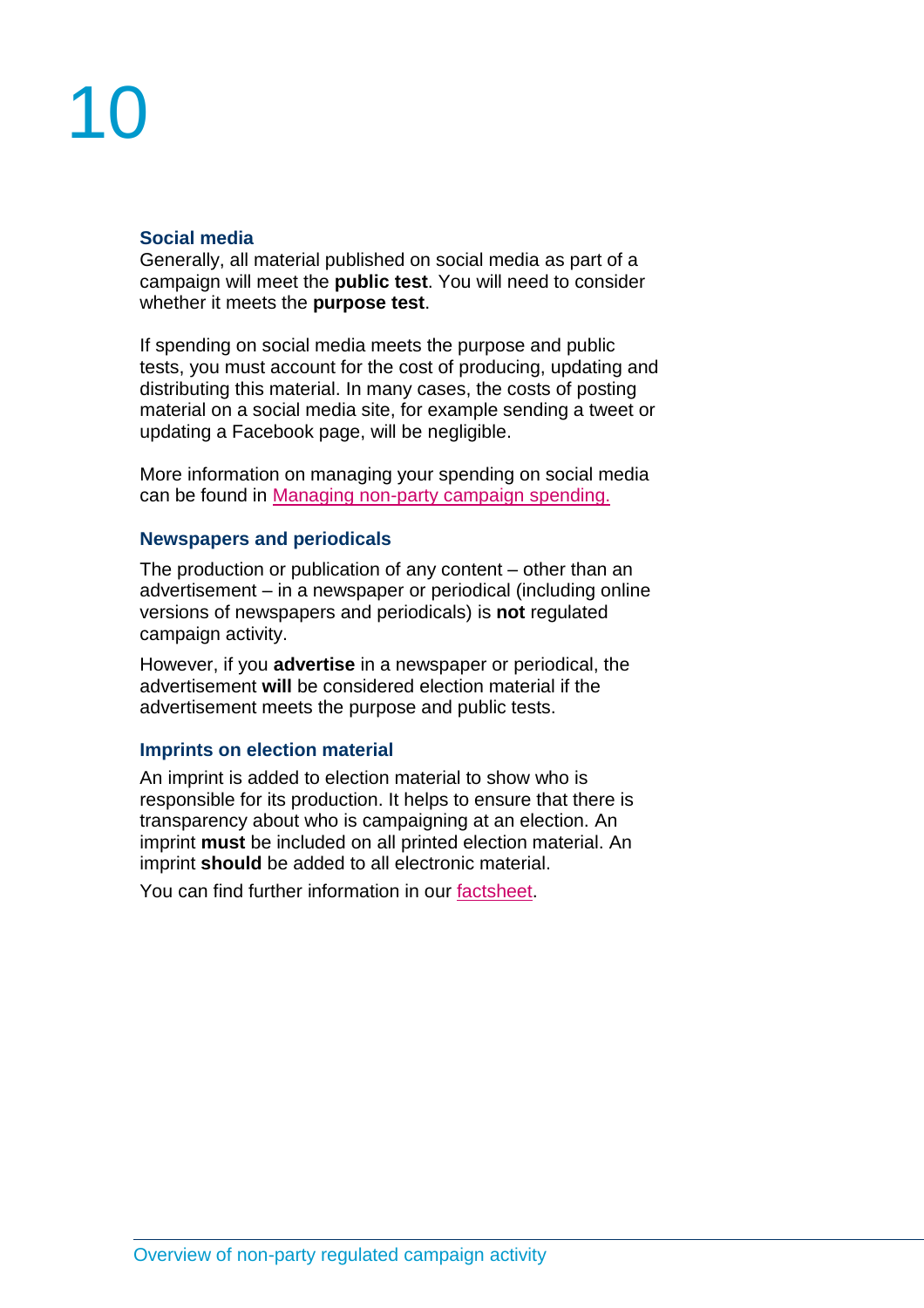### Social media

Generally, all material published on social media as part of a campaign will meet the **public test**. You will need to consider whether it meets the **purpose test**.

If spending on social media meets the purpose and public tests, you must account for the cost of producing, updating and distributing this material. In many cases, the costs of posting material on a social media site, for example sending a tweet or updating a Facebook page, will be negligible.

More information on managing your spending on social media can be found in Managing non-party campaign spending.

### Newspapers and periodicals

The production or publication of any content – other than an advertisement – in a newspaper or periodical (including online versions of newspapers and periodicals) is **not** regulated campaign activity.

However, if you **advertise** in a newspaper or periodical, the advertisement **will** be considered election material if the advertisement meets the purpose and public tests.

### Imprints on election material

An imprint is added to election material to show who is responsible for its production. It helps to ensure that there is transparency about who is campaigning at an election. An imprint **must** be included on all printed election material. An imprint **should** be added to all electronic material.

You can find further information in our factsheet.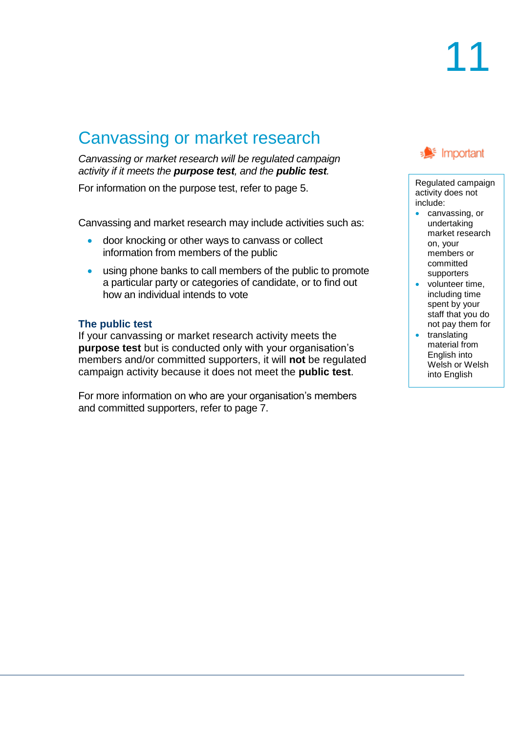## Canvassing or market research

*Canvassing or market research will be regulated campaign activity if it meets the **purpose test**, and the **public test**.*

For information on the purpose test, refer to page 5.

Canvassing and market research may include activities such as:

- door knocking or other ways to canvass or collect information from members of the public
- using phone banks to call members of the public to promote a particular party or categories of candidate, or to find out how an individual intends to vote

### The public test

If your canvassing or market research activity meets the **purpose test** but is conducted only with your organisation's members and/or committed supporters, it will **not** be regulated campaign activity because it does not meet the **public test**.

For more information on who are your organisation's members and committed supporters, refer to page 7.

Important

Regulated campaign activity does not include:

- canvassing, or undertaking market research on, your members or committed supporters
- volunteer time, including time spent by your staff that you do not pay them for
- translating material from English into Welsh or Welsh into English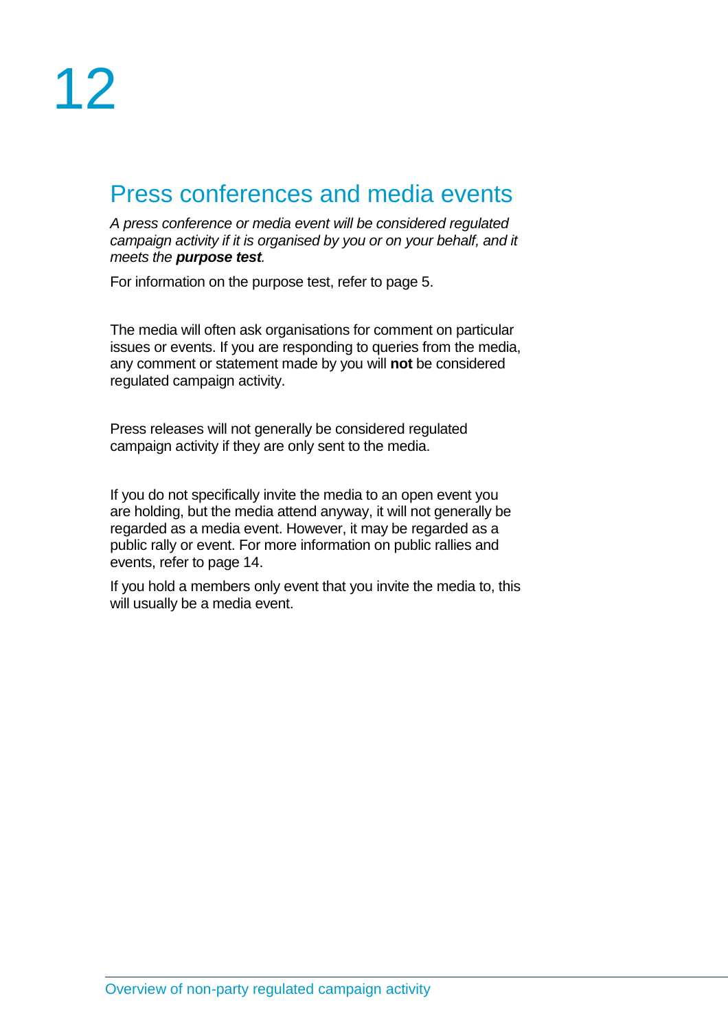# 12

## Press conferences and media events

*A press conference or media event will be considered regulated campaign activity if it is organised by you or on your behalf, and it meets the **purpose test**.*

For information on the purpose test, refer to page 5.

The media will often ask organisations for comment on particular issues or events. If you are responding to queries from the media, any comment or statement made by you will **not** be considered regulated campaign activity.

Press releases will not generally be considered regulated campaign activity if they are only sent to the media.

If you do not specifically invite the media to an open event you are holding, but the media attend anyway, it will not generally be regarded as a media event. However, it may be regarded as a public rally or event. For more information on public rallies and events, refer to page 14.

If you hold a members only event that you invite the media to, this will usually be a media event.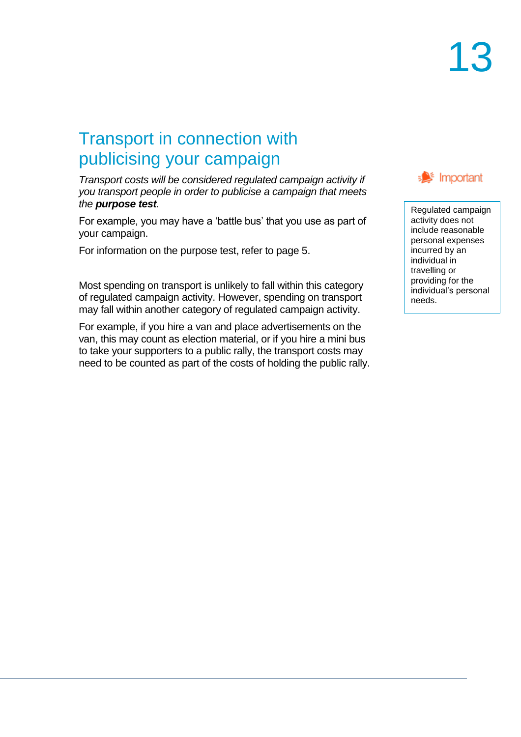# 13

## Transport in connection with publicising your campaign

*Transport costs will be considered regulated campaign activity if you transport people in order to publicise a campaign that meets the* ***purpose test****.*

For example, you may have a 'battle bus' that you use as part of your campaign.

For information on the purpose test, refer to page 5.

Most spending on transport is unlikely to fall within this category of regulated campaign activity. However, spending on transport may fall within another category of regulated campaign activity.

For example, if you hire a van and place advertisements on the van, this may count as election material, or if you hire a mini bus to take your supporters to a public rally, the transport costs may need to be counted as part of the costs of holding the public rally.

**Important**

Regulated campaign activity does not include reasonable personal expenses incurred by an individual in travelling or providing for the individual's personal needs.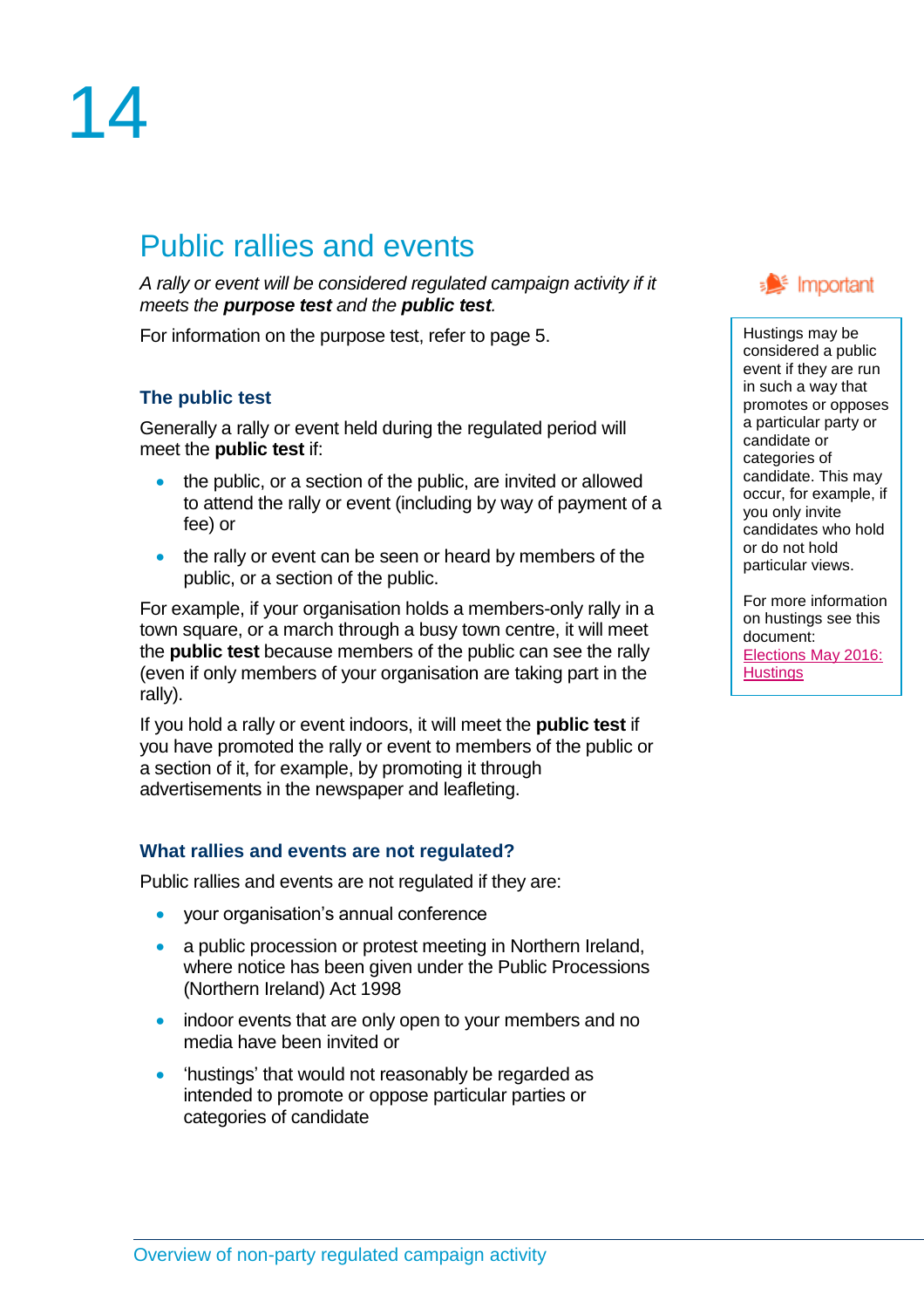# 14

## Public rallies and events

*A rally or event will be considered regulated campaign activity if it meets the* ***purpose test*** *and the* ***public test****.*

For information on the purpose test, refer to page 5.

### The public test

Generally a rally or event held during the regulated period will meet the **public test** if:

- the public, or a section of the public, are invited or allowed to attend the rally or event (including by way of payment of a fee) or
- the rally or event can be seen or heard by members of the public, or a section of the public.

For example, if your organisation holds a members-only rally in a town square, or a march through a busy town centre, it will meet the **public test** because members of the public can see the rally (even if only members of your organisation are taking part in the rally).

If you hold a rally or event indoors, it will meet the **public test** if you have promoted the rally or event to members of the public or a section of it, for example, by promoting it through advertisements in the newspaper and leafleting.

### What rallies and events are not regulated?

Public rallies and events are not regulated if they are:

- your organisation's annual conference
- a public procession or protest meeting in Northern Ireland, where notice has been given under the Public Processions (Northern Ireland) Act 1998
- indoor events that are only open to your members and no media have been invited or
- 'hustings' that would not reasonably be regarded as intended to promote or oppose particular parties or categories of candidate

> **Important**
>
> Hustings may be considered a public event if they are run in such a way that promotes or opposes a particular party or candidate or categories of candidate. This may occur, for example, if you only invite candidates who hold or do not hold particular views.
>
> For more information on hustings see this document: Elections May 2016: Hustings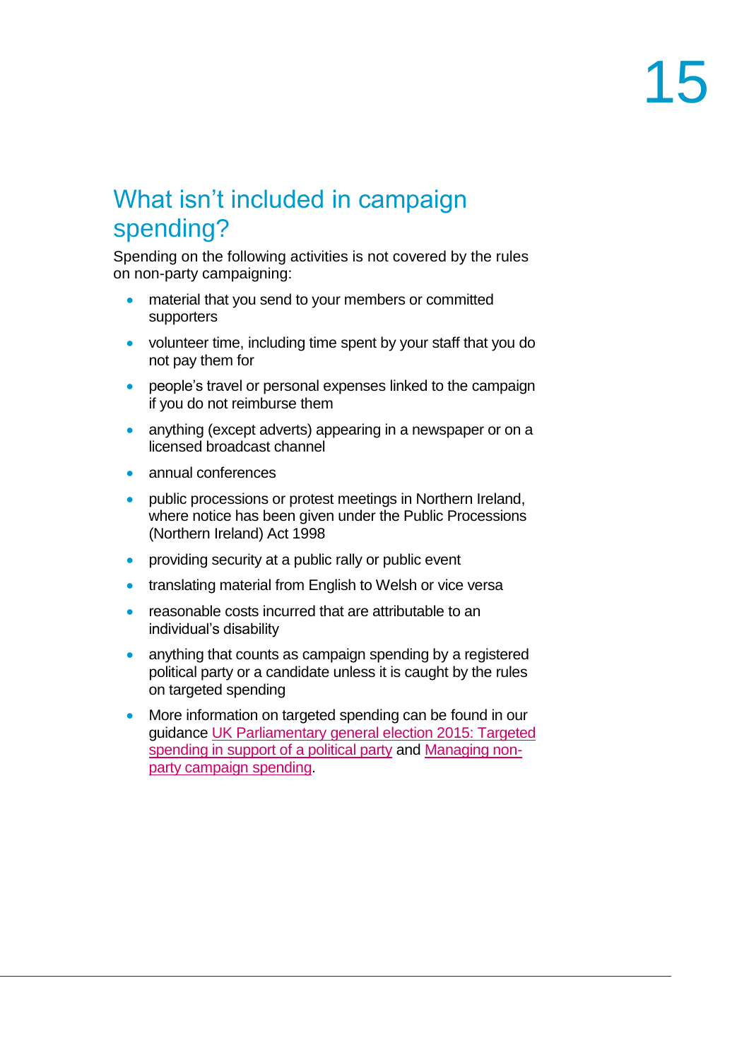## What isn't included in campaign spending?

Spending on the following activities is not covered by the rules on non-party campaigning:

- material that you send to your members or committed supporters
- volunteer time, including time spent by your staff that you do not pay them for
- people's travel or personal expenses linked to the campaign if you do not reimburse them
- anything (except adverts) appearing in a newspaper or on a licensed broadcast channel
- annual conferences
- public processions or protest meetings in Northern Ireland, where notice has been given under the Public Processions (Northern Ireland) Act 1998
- providing security at a public rally or public event
- translating material from English to Welsh or vice versa
- reasonable costs incurred that are attributable to an individual's disability
- anything that counts as campaign spending by a registered political party or a candidate unless it is caught by the rules on targeted spending
- More information on targeted spending can be found in our guidance UK Parliamentary general election 2015: Targeted spending in support of a political party and Managing non-party campaign spending.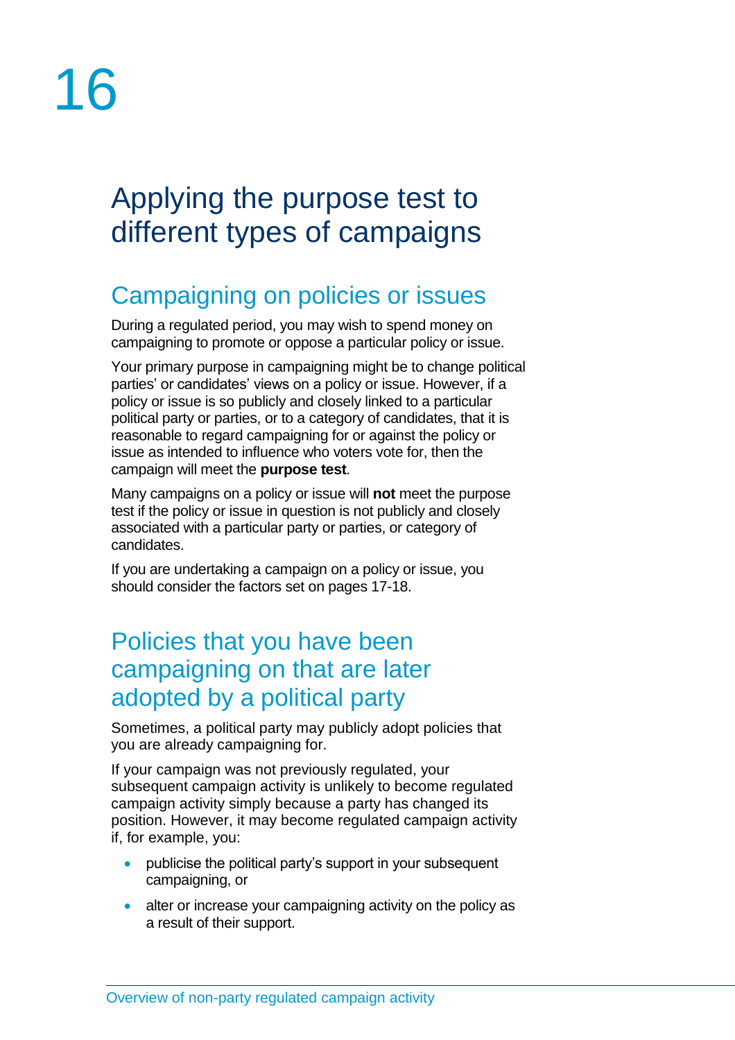## Applying the purpose test to different types of campaigns

### Campaigning on policies or issues

During a regulated period, you may wish to spend money on campaigning to promote or oppose a particular policy or issue.

Your primary purpose in campaigning might be to change political parties' or candidates' views on a policy or issue. However, if a policy or issue is so publicly and closely linked to a particular political party or parties, or to a category of candidates, that it is reasonable to regard campaigning for or against the policy or issue as intended to influence who voters vote for, then the campaign will meet the **purpose test**.

Many campaigns on a policy or issue will **not** meet the purpose test if the policy or issue in question is not publicly and closely associated with a particular party or parties, or category of candidates.

If you are undertaking a campaign on a policy or issue, you should consider the factors set on pages 17-18.

### Policies that you have been campaigning on that are later adopted by a political party

Sometimes, a political party may publicly adopt policies that you are already campaigning for.

If your campaign was not previously regulated, your subsequent campaign activity is unlikely to become regulated campaign activity simply because a party has changed its position. However, it may become regulated campaign activity if, for example, you:

- publicise the political party's support in your subsequent campaigning, or
- alter or increase your campaigning activity on the policy as a result of their support.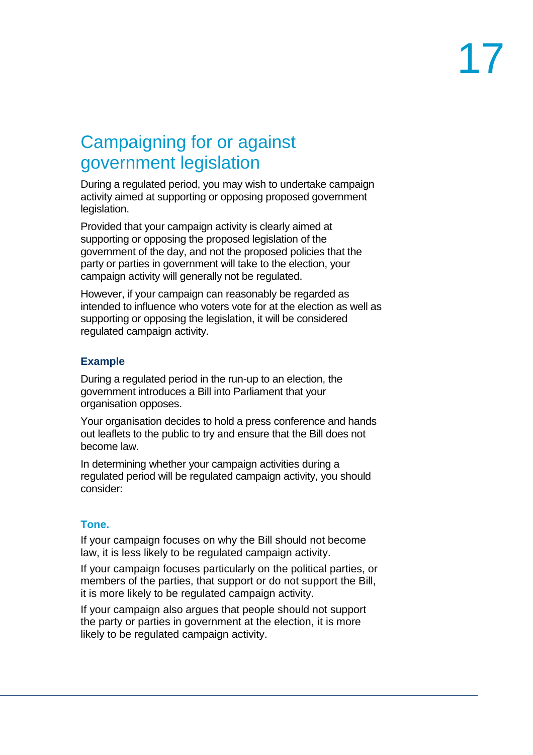## Campaigning for or against government legislation

During a regulated period, you may wish to undertake campaign activity aimed at supporting or opposing proposed government legislation.

Provided that your campaign activity is clearly aimed at supporting or opposing the proposed legislation of the government of the day, and not the proposed policies that the party or parties in government will take to the election, your campaign activity will generally not be regulated.

However, if your campaign can reasonably be regarded as intended to influence who voters vote for at the election as well as supporting or opposing the legislation, it will be considered regulated campaign activity.

### Example

During a regulated period in the run-up to an election, the government introduces a Bill into Parliament that your organisation opposes.

Your organisation decides to hold a press conference and hands out leaflets to the public to try and ensure that the Bill does not become law.

In determining whether your campaign activities during a regulated period will be regulated campaign activity, you should consider:

#### Tone.

If your campaign focuses on why the Bill should not become law, it is less likely to be regulated campaign activity.

If your campaign focuses particularly on the political parties, or members of the parties, that support or do not support the Bill, it is more likely to be regulated campaign activity.

If your campaign also argues that people should not support the party or parties in government at the election, it is more likely to be regulated campaign activity.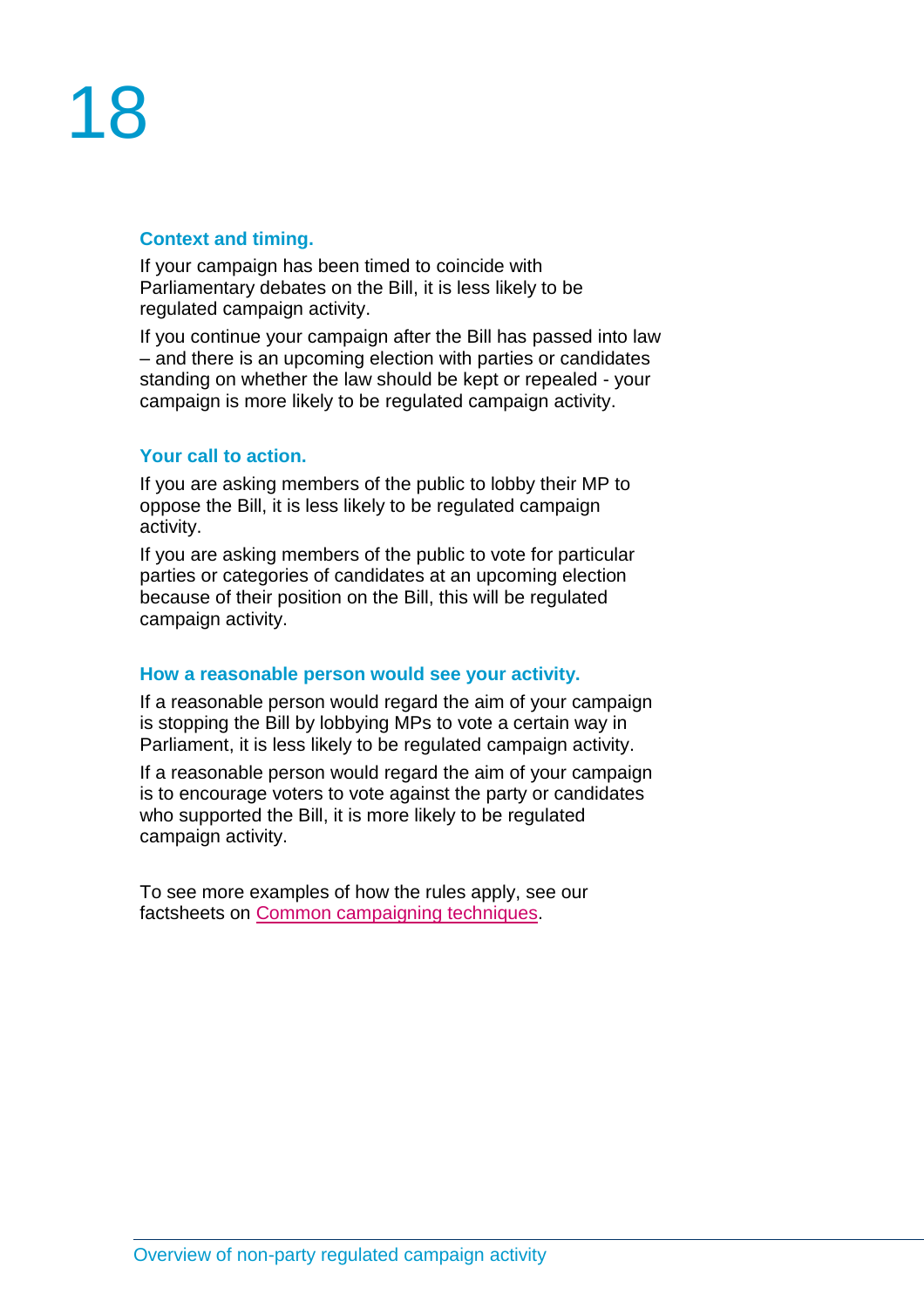**Context and timing.**

If your campaign has been timed to coincide with Parliamentary debates on the Bill, it is less likely to be regulated campaign activity.

If you continue your campaign after the Bill has passed into law – and there is an upcoming election with parties or candidates standing on whether the law should be kept or repealed - your campaign is more likely to be regulated campaign activity.

**Your call to action.**

If you are asking members of the public to lobby their MP to oppose the Bill, it is less likely to be regulated campaign activity.

If you are asking members of the public to vote for particular parties or categories of candidates at an upcoming election because of their position on the Bill, this will be regulated campaign activity.

**How a reasonable person would see your activity.**

If a reasonable person would regard the aim of your campaign is stopping the Bill by lobbying MPs to vote a certain way in Parliament, it is less likely to be regulated campaign activity.

If a reasonable person would regard the aim of your campaign is to encourage voters to vote against the party or candidates who supported the Bill, it is more likely to be regulated campaign activity.

To see more examples of how the rules apply, see our factsheets on Common campaigning techniques.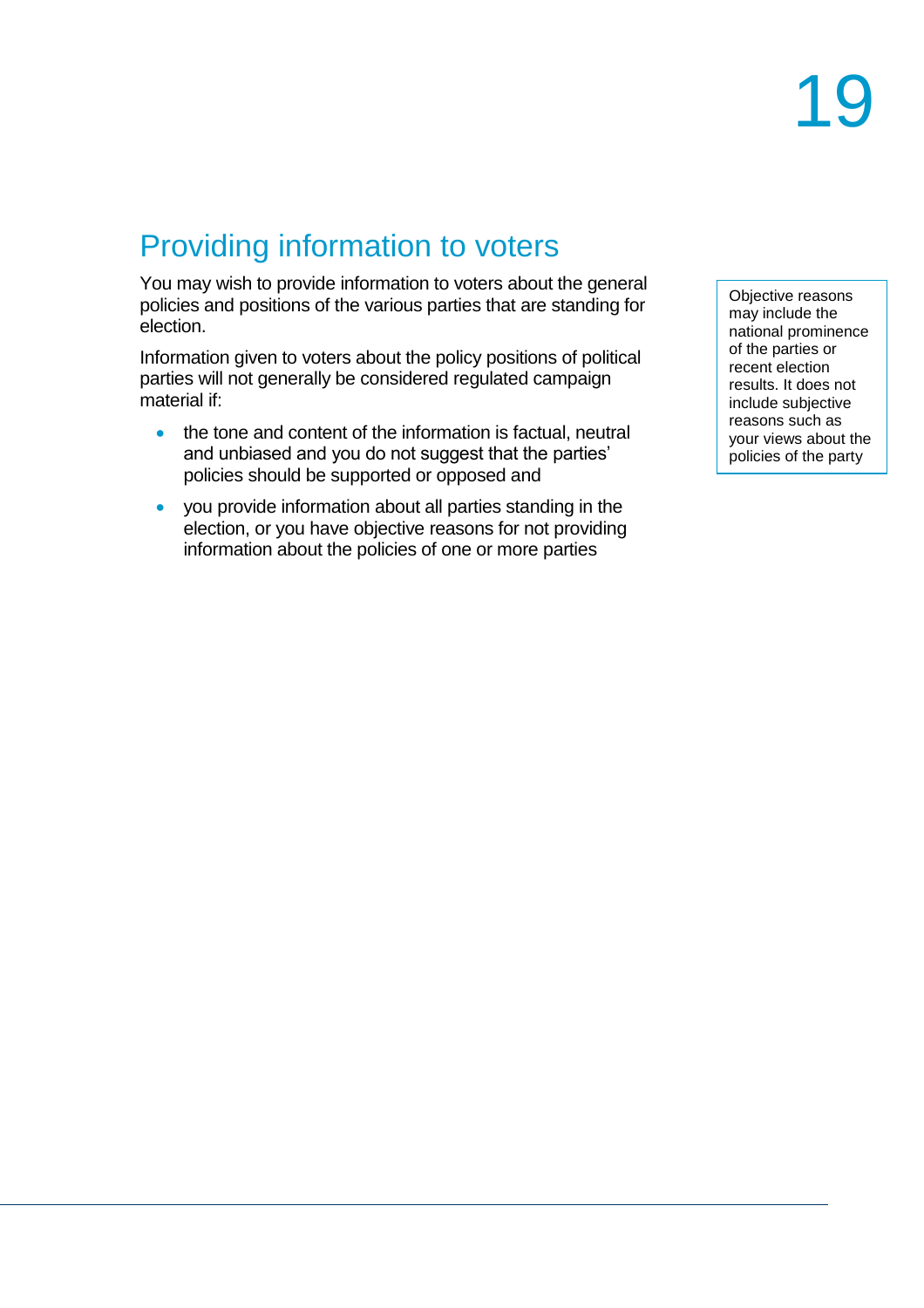## Providing information to voters

You may wish to provide information to voters about the general policies and positions of the various parties that are standing for election.

Information given to voters about the policy positions of political parties will not generally be considered regulated campaign material if:

- the tone and content of the information is factual, neutral and unbiased and you do not suggest that the parties' policies should be supported or opposed and
- you provide information about all parties standing in the election, or you have objective reasons for not providing information about the policies of one or more parties

Objective reasons may include the national prominence of the parties or recent election results. It does not include subjective reasons such as your views about the policies of the party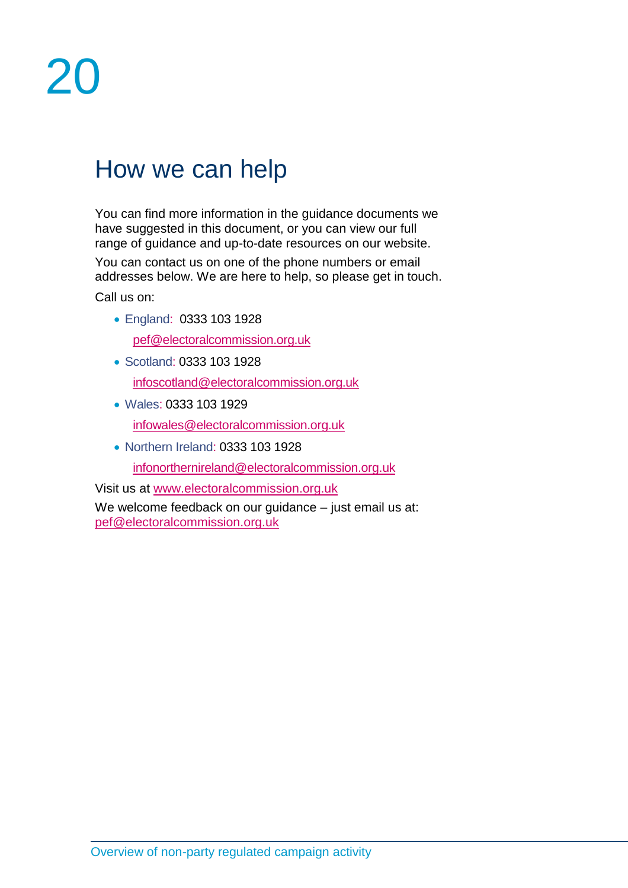# 20

## How we can help

You can find more information in the guidance documents we have suggested in this document, or you can view our full range of guidance and up-to-date resources on our website.

You can contact us on one of the phone numbers or email addresses below. We are here to help, so please get in touch.

Call us on:

- England: 0333 103 1928

  pef@electoralcommission.org.uk

- Scotland: 0333 103 1928

  infoscotland@electoralcommission.org.uk

- Wales: 0333 103 1929

  infowales@electoralcommission.org.uk

- Northern Ireland: 0333 103 1928

  infonorthernireland@electoralcommission.org.uk

Visit us at www.electoralcommission.org.uk

We welcome feedback on our guidance – just email us at: pef@electoralcommission.org.uk